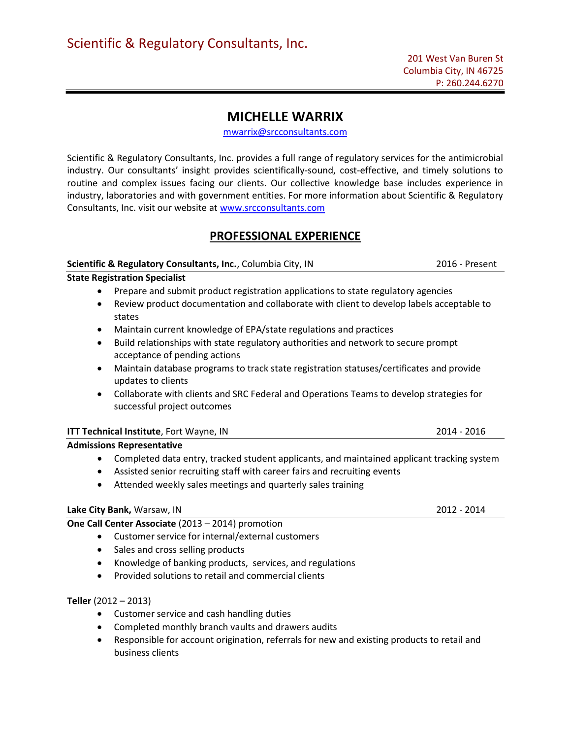Scientific & Regulatory Consultants, Inc.

201 West Van Buren St
Columbia City, IN 46725
P: 260.244.6270

# MICHELLE WARRIX

mwarrix@srcconsultants.com

Scientific & Regulatory Consultants, Inc. provides a full range of regulatory services for the antimicrobial industry. Our consultants' insight provides scientifically-sound, cost-effective, and timely solutions to routine and complex issues facing our clients. Our collective knowledge base includes experience in industry, laboratories and with government entities. For more information about Scientific & Regulatory Consultants, Inc. visit our website at www.srcconsultants.com

## PROFESSIONAL EXPERIENCE

**Scientific & Regulatory Consultants, Inc.**, Columbia City, IN — 2016 - Present

**State Registration Specialist**

- Prepare and submit product registration applications to state regulatory agencies
- Review product documentation and collaborate with client to develop labels acceptable to states
- Maintain current knowledge of EPA/state regulations and practices
- Build relationships with state regulatory authorities and network to secure prompt acceptance of pending actions
- Maintain database programs to track state registration statuses/certificates and provide updates to clients
- Collaborate with clients and SRC Federal and Operations Teams to develop strategies for successful project outcomes

**ITT Technical Institute**, Fort Wayne, IN — 2014 - 2016

**Admissions Representative**

- Completed data entry, tracked student applicants, and maintained applicant tracking system
- Assisted senior recruiting staff with career fairs and recruiting events
- Attended weekly sales meetings and quarterly sales training

**Lake City Bank,** Warsaw, IN — 2012 - 2014

**One Call Center Associate** (2013 – 2014) promotion

- Customer service for internal/external customers
- Sales and cross selling products
- Knowledge of banking products, services, and regulations
- Provided solutions to retail and commercial clients

**Teller** (2012 – 2013)

- Customer service and cash handling duties
- Completed monthly branch vaults and drawers audits
- Responsible for account origination, referrals for new and existing products to retail and business clients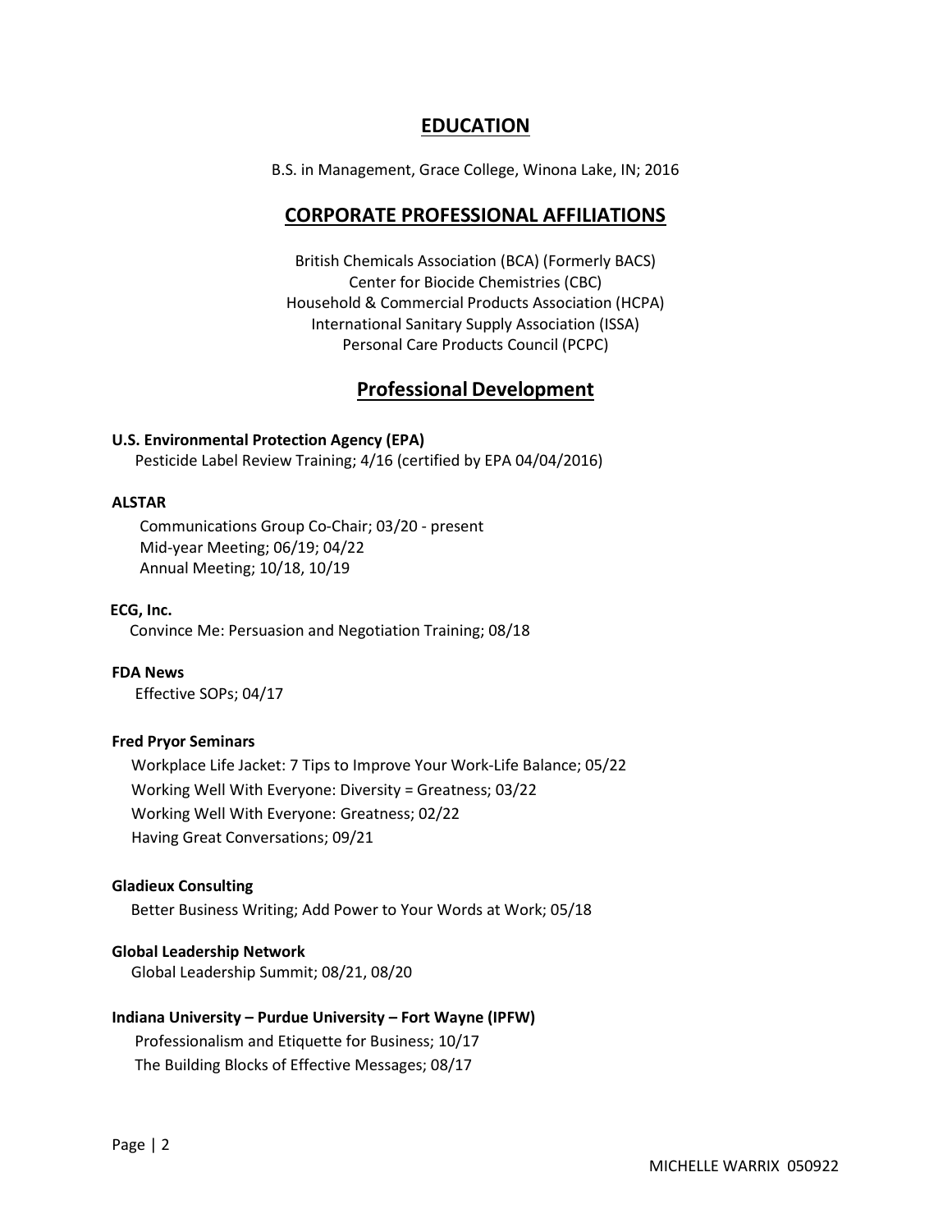## EDUCATION

B.S. in Management, Grace College, Winona Lake, IN; 2016

## CORPORATE PROFESSIONAL AFFILIATIONS

British Chemicals Association (BCA) (Formerly BACS)
Center for Biocide Chemistries (CBC)
Household & Commercial Products Association (HCPA)
International Sanitary Supply Association (ISSA)
Personal Care Products Council (PCPC)

## Professional Development

**U.S. Environmental Protection Agency (EPA)**
Pesticide Label Review Training; 4/16 (certified by EPA 04/04/2016)

**ALSTAR**
Communications Group Co-Chair; 03/20 - present
Mid-year Meeting; 06/19; 04/22
Annual Meeting; 10/18, 10/19

**ECG, Inc.**
Convince Me: Persuasion and Negotiation Training; 08/18

**FDA News**
Effective SOPs; 04/17

**Fred Pryor Seminars**
Workplace Life Jacket: 7 Tips to Improve Your Work-Life Balance; 05/22
Working Well With Everyone: Diversity = Greatness; 03/22
Working Well With Everyone: Greatness; 02/22
Having Great Conversations; 09/21

**Gladieux Consulting**
Better Business Writing; Add Power to Your Words at Work; 05/18

**Global Leadership Network**
Global Leadership Summit; 08/21, 08/20

**Indiana University – Purdue University – Fort Wayne (IPFW)**
Professionalism and Etiquette for Business; 10/17
The Building Blocks of Effective Messages; 08/17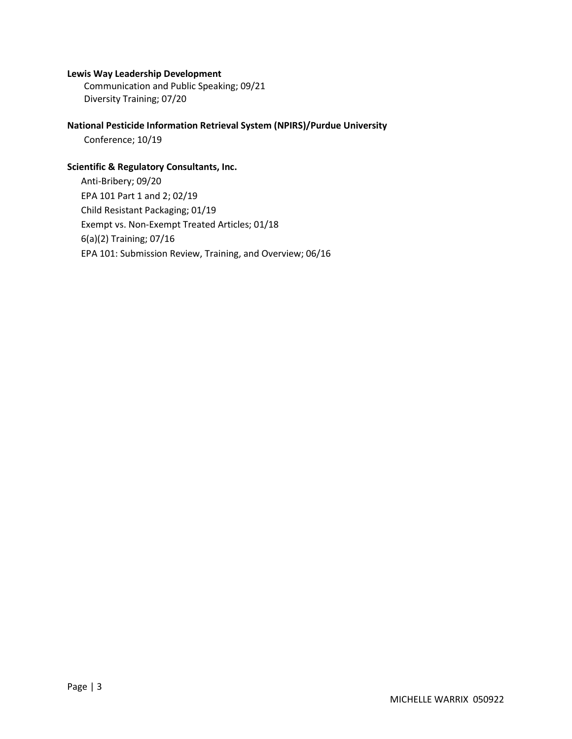**Lewis Way Leadership Development**

Communication and Public Speaking; 09/21
Diversity Training; 07/20

**National Pesticide Information Retrieval System (NPIRS)/Purdue University**

Conference; 10/19

**Scientific & Regulatory Consultants, Inc.**

Anti-Bribery; 09/20
EPA 101 Part 1 and 2; 02/19
Child Resistant Packaging; 01/19
Exempt vs. Non-Exempt Treated Articles; 01/18
6(a)(2) Training; 07/16
EPA 101: Submission Review, Training, and Overview; 06/16